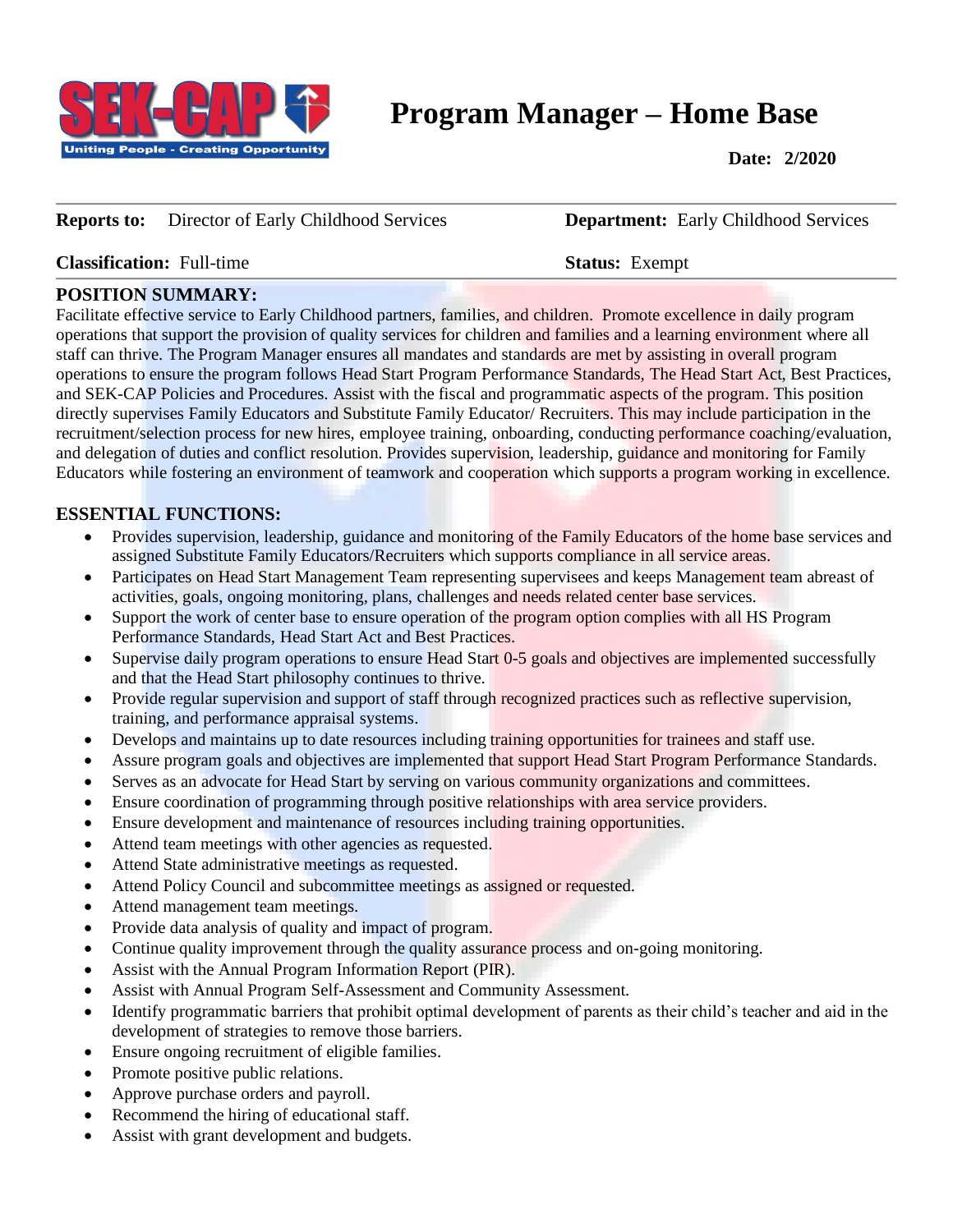# Program Manager – Home Base

**Date: 2/2020**

**Reports to:** Director of Early Childhood Services **Department:** Early Childhood Services

**Classification:** Full-time **Status:** Exempt

## POSITION SUMMARY:

Facilitate effective service to Early Childhood partners, families, and children. Promote excellence in daily program operations that support the provision of quality services for children and families and a learning environment where all staff can thrive. The Program Manager ensures all mandates and standards are met by assisting in overall program operations to ensure the program follows Head Start Program Performance Standards, The Head Start Act, Best Practices, and SEK-CAP Policies and Procedures. Assist with the fiscal and programmatic aspects of the program. This position directly supervises Family Educators and Substitute Family Educator/ Recruiters. This may include participation in the recruitment/selection process for new hires, employee training, onboarding, conducting performance coaching/evaluation, and delegation of duties and conflict resolution. Provides supervision, leadership, guidance and monitoring for Family Educators while fostering an environment of teamwork and cooperation which supports a program working in excellence.

## ESSENTIAL FUNCTIONS:

- Provides supervision, leadership, guidance and monitoring of the Family Educators of the home base services and assigned Substitute Family Educators/Recruiters which supports compliance in all service areas.
- Participates on Head Start Management Team representing supervisees and keeps Management team abreast of activities, goals, ongoing monitoring, plans, challenges and needs related center base services.
- Support the work of center base to ensure operation of the program option complies with all HS Program Performance Standards, Head Start Act and Best Practices.
- Supervise daily program operations to ensure Head Start 0-5 goals and objectives are implemented successfully and that the Head Start philosophy continues to thrive.
- Provide regular supervision and support of staff through recognized practices such as reflective supervision, training, and performance appraisal systems.
- Develops and maintains up to date resources including training opportunities for trainees and staff use.
- Assure program goals and objectives are implemented that support Head Start Program Performance Standards.
- Serves as an advocate for Head Start by serving on various community organizations and committees.
- Ensure coordination of programming through positive relationships with area service providers.
- Ensure development and maintenance of resources including training opportunities.
- Attend team meetings with other agencies as requested.
- Attend State administrative meetings as requested.
- Attend Policy Council and subcommittee meetings as assigned or requested.
- Attend management team meetings.
- Provide data analysis of quality and impact of program.
- Continue quality improvement through the quality assurance process and on-going monitoring.
- Assist with the Annual Program Information Report (PIR).
- Assist with Annual Program Self-Assessment and Community Assessment.
- Identify programmatic barriers that prohibit optimal development of parents as their child's teacher and aid in the development of strategies to remove those barriers.
- Ensure ongoing recruitment of eligible families.
- Promote positive public relations.
- Approve purchase orders and payroll.
- Recommend the hiring of educational staff.
- Assist with grant development and budgets.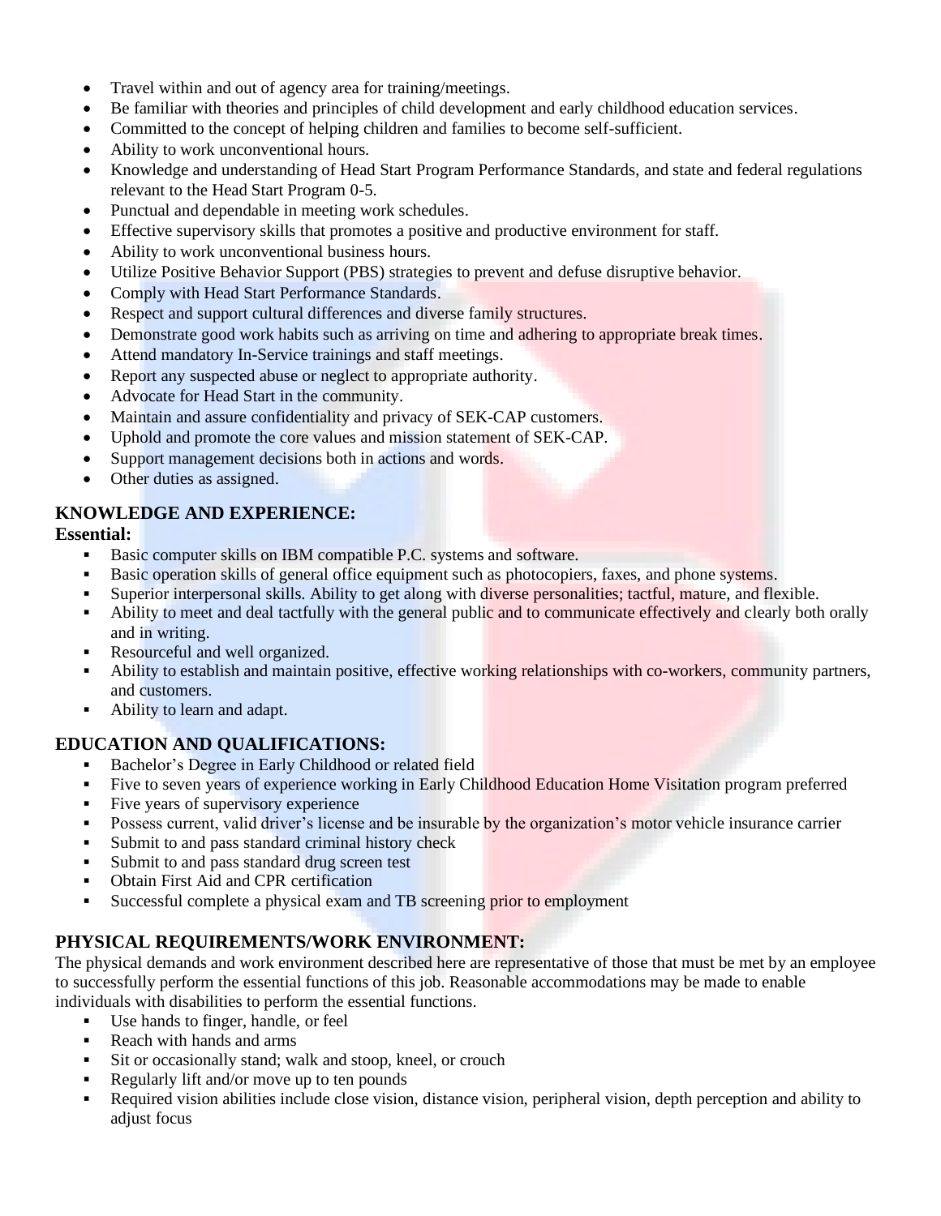- Travel within and out of agency area for training/meetings.
- Be familiar with theories and principles of child development and early childhood education services.
- Committed to the concept of helping children and families to become self-sufficient.
- Ability to work unconventional hours.
- Knowledge and understanding of Head Start Program Performance Standards, and state and federal regulations relevant to the Head Start Program 0-5.
- Punctual and dependable in meeting work schedules.
- Effective supervisory skills that promotes a positive and productive environment for staff.
- Ability to work unconventional business hours.
- Utilize Positive Behavior Support (PBS) strategies to prevent and defuse disruptive behavior.
- Comply with Head Start Performance Standards.
- Respect and support cultural differences and diverse family structures.
- Demonstrate good work habits such as arriving on time and adhering to appropriate break times.
- Attend mandatory In-Service trainings and staff meetings.
- Report any suspected abuse or neglect to appropriate authority.
- Advocate for Head Start in the community.
- Maintain and assure confidentiality and privacy of SEK-CAP customers.
- Uphold and promote the core values and mission statement of SEK-CAP.
- Support management decisions both in actions and words.
- Other duties as assigned.

## KNOWLEDGE AND EXPERIENCE:

**Essential:**

- Basic computer skills on IBM compatible P.C. systems and software.
- Basic operation skills of general office equipment such as photocopiers, faxes, and phone systems.
- Superior interpersonal skills. Ability to get along with diverse personalities; tactful, mature, and flexible.
- Ability to meet and deal tactfully with the general public and to communicate effectively and clearly both orally and in writing.
- Resourceful and well organized.
- Ability to establish and maintain positive, effective working relationships with co-workers, community partners, and customers.
- Ability to learn and adapt.

## EDUCATION AND QUALIFICATIONS:

- Bachelor's Degree in Early Childhood or related field
- Five to seven years of experience working in Early Childhood Education Home Visitation program preferred
- Five years of supervisory experience
- Possess current, valid driver's license and be insurable by the organization's motor vehicle insurance carrier
- Submit to and pass standard criminal history check
- Submit to and pass standard drug screen test
- Obtain First Aid and CPR certification
- Successful complete a physical exam and TB screening prior to employment

## PHYSICAL REQUIREMENTS/WORK ENVIRONMENT:

The physical demands and work environment described here are representative of those that must be met by an employee to successfully perform the essential functions of this job. Reasonable accommodations may be made to enable individuals with disabilities to perform the essential functions.

- Use hands to finger, handle, or feel
- Reach with hands and arms
- Sit or occasionally stand; walk and stoop, kneel, or crouch
- Regularly lift and/or move up to ten pounds
- Required vision abilities include close vision, distance vision, peripheral vision, depth perception and ability to adjust focus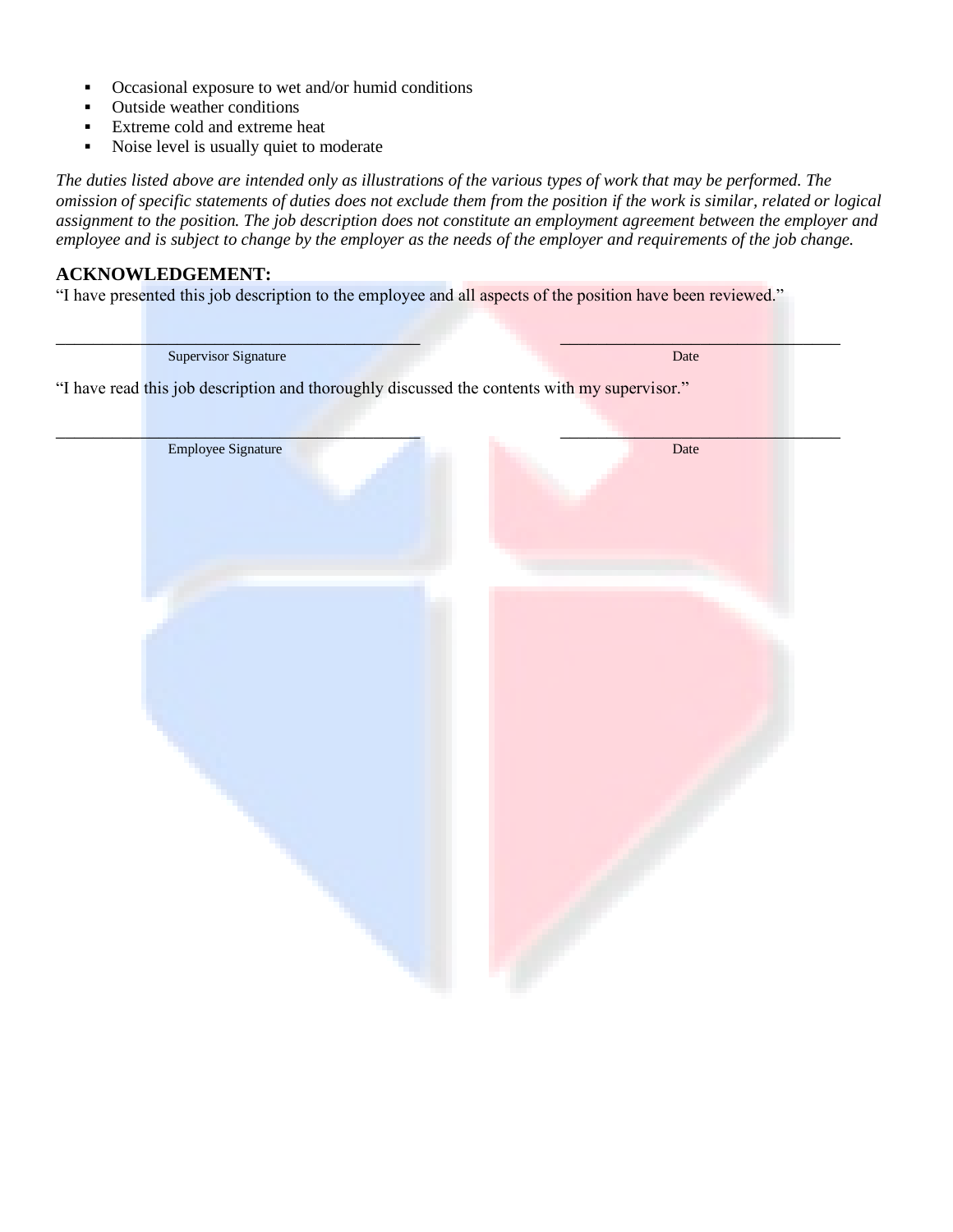- Occasional exposure to wet and/or humid conditions
- Outside weather conditions
- Extreme cold and extreme heat
- Noise level is usually quiet to moderate

*The duties listed above are intended only as illustrations of the various types of work that may be performed. The omission of specific statements of duties does not exclude them from the position if the work is similar, related or logical assignment to the position. The job description does not constitute an employment agreement between the employer and employee and is subject to change by the employer as the needs of the employer and requirements of the job change.*

**ACKNOWLEDGEMENT:**

"I have presented this job description to the employee and all aspects of the position have been reviewed."

_______________________________________________ ____________________________________

Supervisor Signature Date

"I have read this job description and thoroughly discussed the contents with my supervisor."

_______________________________________________ ____________________________________

Employee Signature Date